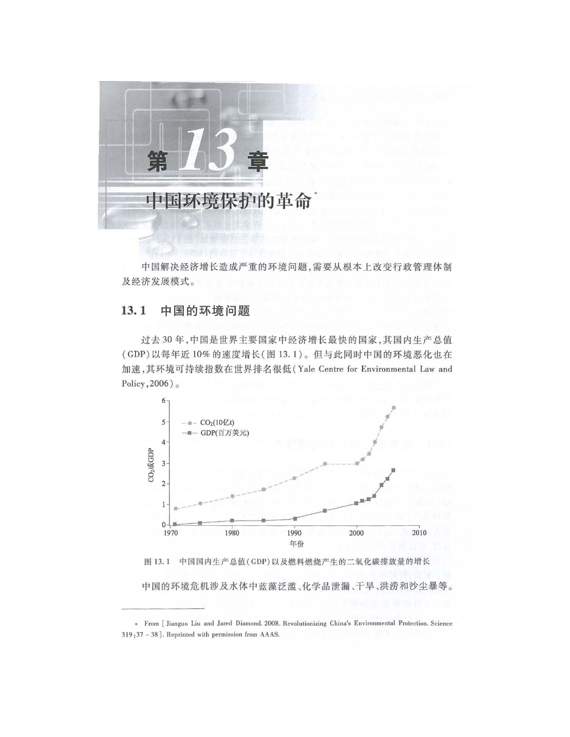# 第13章

# 中国环境保护的革命*

中国解决经济增长造成严重的环境问题，需要从根本上改变行政管理体制及经济发展模式。

## 13.1 中国的环境问题

过去30年，中国是世界主要国家中经济增长最快的国家，其国内生产总值(GDP)以每年近10%的速度增长(图13.1)。但与此同时中国的环境恶化也在加速，其环境可持续指数在世界排名很低(Yale Centre for Environmental Law and Policy，2006)。

图13.1 中国国内生产总值(GDP)以及燃料燃烧产生的二氧化碳排放量的增长

中国的环境危机涉及水体中蓝藻泛滥、化学品泄漏、干旱、洪涝和沙尘暴等。

---

* From [Jianguo Liu and Jared Diamond. 2008. Revolutionizing China's Environmental Protection. Science 319:37－38]. Reprinted with permission from AAAS.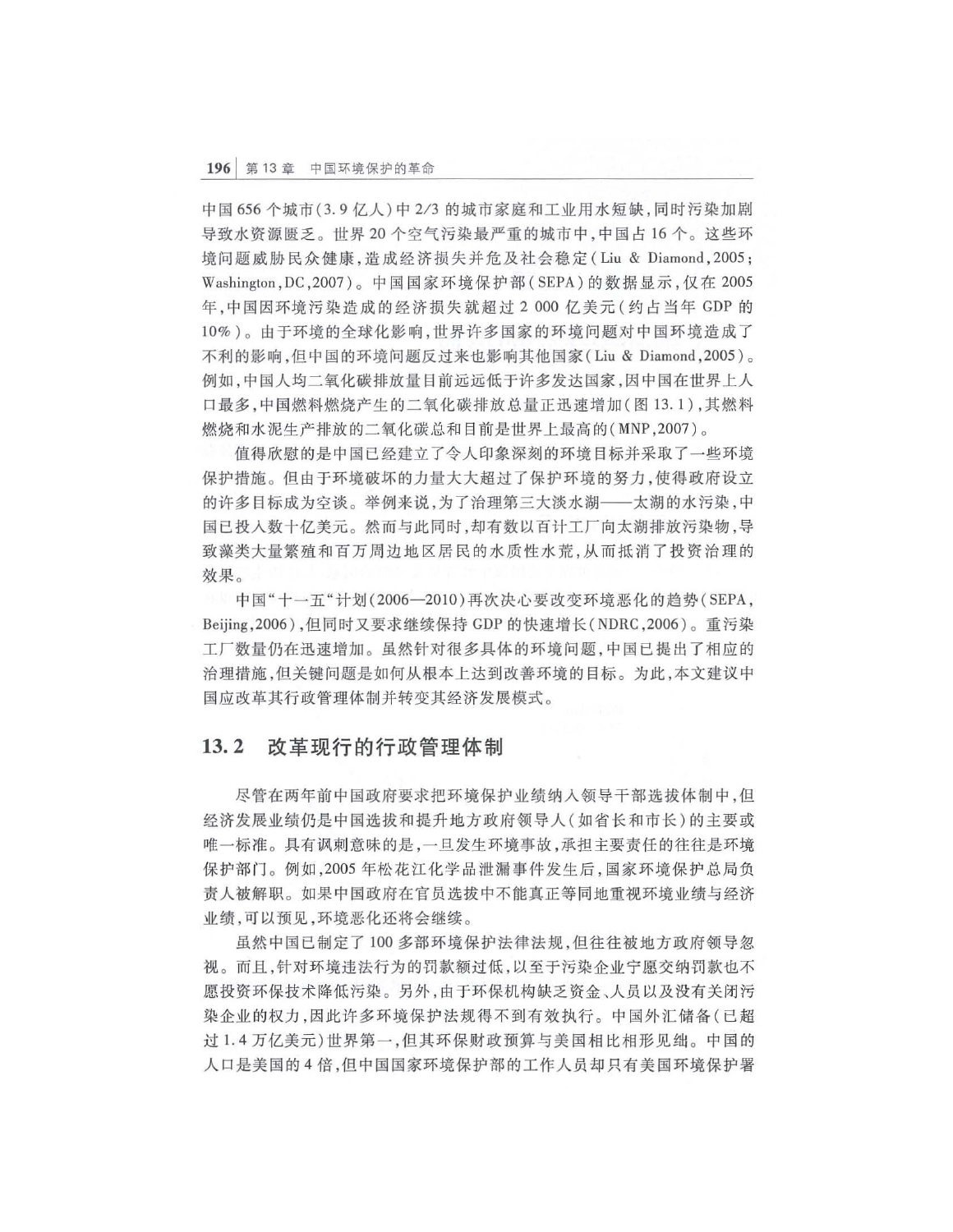中国656个城市(3.9亿人)中2/3的城市家庭和工业用水短缺,同时污染加剧导致水资源匮乏。世界20个空气污染最严重的城市中,中国占16个。这些环境问题威胁民众健康,造成经济损失并危及社会稳定(Liu & Diamond,2005;Washington,DC,2007)。中国国家环境保护部(SEPA)的数据显示,仅在2005年,中国因环境污染造成的经济损失就超过2 000亿美元(约占当年GDP的10%)。由于环境的全球化影响,世界许多国家的环境问题对中国环境造成了不利的影响,但中国的环境问题反过来也影响其他国家(Liu & Diamond,2005)。例如,中国人均二氧化碳排放量目前远远低于许多发达国家,因中国在世界上人口最多,中国燃料燃烧产生的二氧化碳排放总量正迅速增加(图13.1),其燃料燃烧和水泥生产排放的二氧化碳总和目前是世界上最高的(MNP,2007)。

值得欣慰的是中国已经建立了令人印象深刻的环境目标并采取了一些环境保护措施。但由于环境破坏的力量大大超过了保护环境的努力,使得政府设立的许多目标成为空谈。举例来说,为了治理第三大淡水湖——太湖的水污染,中国已投入数十亿美元。然而与此同时,却有数以百计工厂向太湖排放污染物,导致藻类大量繁殖和百万周边地区居民的水质性水荒,从而抵消了投资治理的效果。

中国"十一五"计划(2006—2010)再次决心要改变环境恶化的趋势(SEPA,Beijing,2006),但同时又要求继续保持GDP的快速增长(NDRC,2006)。重污染工厂数量仍在迅速增加。虽然针对很多具体的环境问题,中国已提出了相应的治理措施,但关键问题是如何从根本上达到改善环境的目标。为此,本文建议中国应改革其行政管理体制并转变其经济发展模式。

## 13.2 改革现行的行政管理体制

尽管在两年前中国政府要求把环境保护业绩纳入领导干部选拔体制中,但经济发展业绩仍是中国选拔和提升地方政府领导人(如省长和市长)的主要或唯一标准。具有讽刺意味的是,一旦发生环境事故,承担主要责任的往往是环境保护部门。例如,2005年松花江化学品泄漏事件发生后,国家环境保护总局负责人被解职。如果中国政府在官员选拔中不能真正等同地重视环境业绩与经济业绩,可以预见,环境恶化还将会继续。

虽然中国已制定了100多部环境保护法律法规,但往往被地方政府领导忽视。而且,针对环境违法行为的罚款额过低,以至于污染企业宁愿交纳罚款也不愿投资环保技术降低污染。另外,由于环保机构缺乏资金、人员以及没有关闭污染企业的权力,因此许多环境保护法规得不到有效执行。中国外汇储备(已超过1.4万亿美元)世界第一,但其环保财政预算与美国相比相形见绌。中国的人口是美国的4倍,但中国国家环境保护部的工作人员却只有美国环境保护署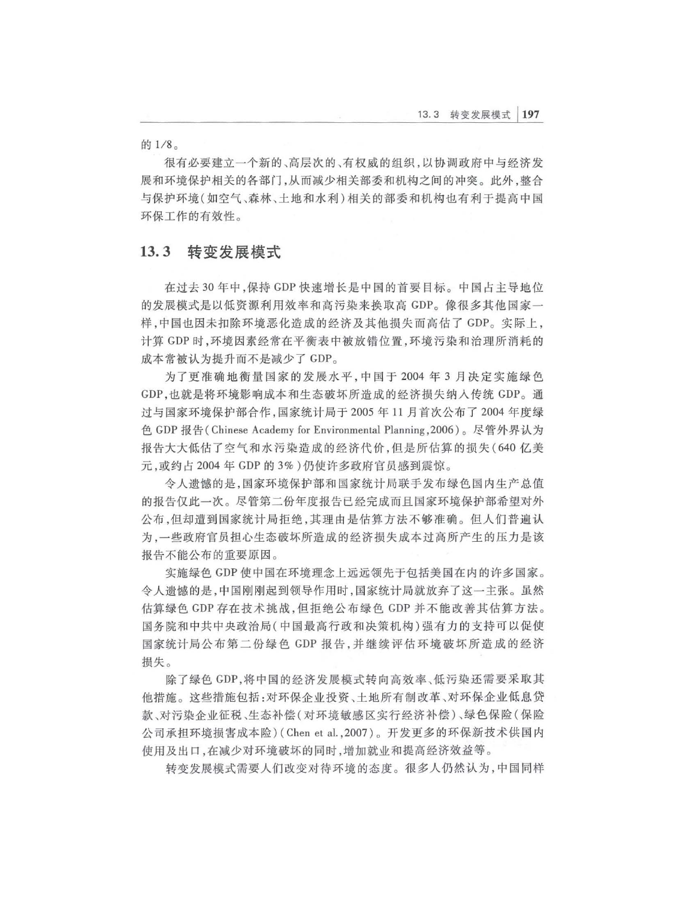的 1/8。

很有必要建立一个新的、高层次的、有权威的组织，以协调政府中与经济发展和环境保护相关的各部门，从而减少相关部委和机构之间的冲突。此外，整合与保护环境（如空气、森林、土地和水利）相关的部委和机构也有利于提高中国环保工作的有效性。

## 13.3 转变发展模式

在过去 30 年中，保持 GDP 快速增长是中国的首要目标。中国占主导地位的发展模式是以低资源利用效率和高污染来换取高 GDP。像很多其他国家一样，中国也因未扣除环境恶化造成的经济及其他损失而高估了 GDP。实际上，计算 GDP 时，环境因素经常在平衡表中被放错位置，环境污染和治理所消耗的成本常被认为提升而不是减少了 GDP。

为了更准确地衡量国家的发展水平，中国于 2004 年 3 月决定实施绿色 GDP，也就是将环境影响成本和生态破坏所造成的经济损失纳入传统 GDP。通过与国家环境保护部合作，国家统计局于 2005 年 11 月首次公布了 2004 年度绿色 GDP 报告（Chinese Academy for Environmental Planning，2006）。尽管外界认为报告大大低估了空气和水污染造成的经济代价，但是所估算的损失（640 亿美元，或约占 2004 年 GDP 的 3%）仍使许多政府官员感到震惊。

令人遗憾的是，国家环境保护部和国家统计局联手发布绿色国内生产总值的报告仅此一次。尽管第二份年度报告已经完成而且国家环境保护部希望对外公布，但却遭到国家统计局拒绝，其理由是估算方法不够准确。但人们普遍认为，一些政府官员担心生态破坏所造成的经济损失成本过高所产生的压力是该报告不能公布的重要原因。

实施绿色 GDP 使中国在环境理念上远远领先于包括美国在内的许多国家。令人遗憾的是，中国刚刚起到领导作用时，国家统计局就放弃了这一主张。虽然估算绿色 GDP 存在技术挑战，但拒绝公布绿色 GDP 并不能改善其估算方法。国务院和中共中央政治局（中国最高行政和决策机构）强有力的支持可以促使国家统计局公布第二份绿色 GDP 报告，并继续评估环境破坏所造成的经济损失。

除了绿色 GDP，将中国的经济发展模式转向高效率、低污染还需要采取其他措施。这些措施包括：对环保企业投资、土地所有制改革、对环保企业低息贷款、对污染企业征税、生态补偿（对环境敏感区实行经济补偿）、绿色保险（保险公司承担环境损害成本险）（Chen et al.，2007）。开发更多的环保新技术供国内使用及出口，在减少对环境破坏的同时，增加就业和提高经济效益等。

转变发展模式需要人们改变对待环境的态度。很多人仍然认为，中国同样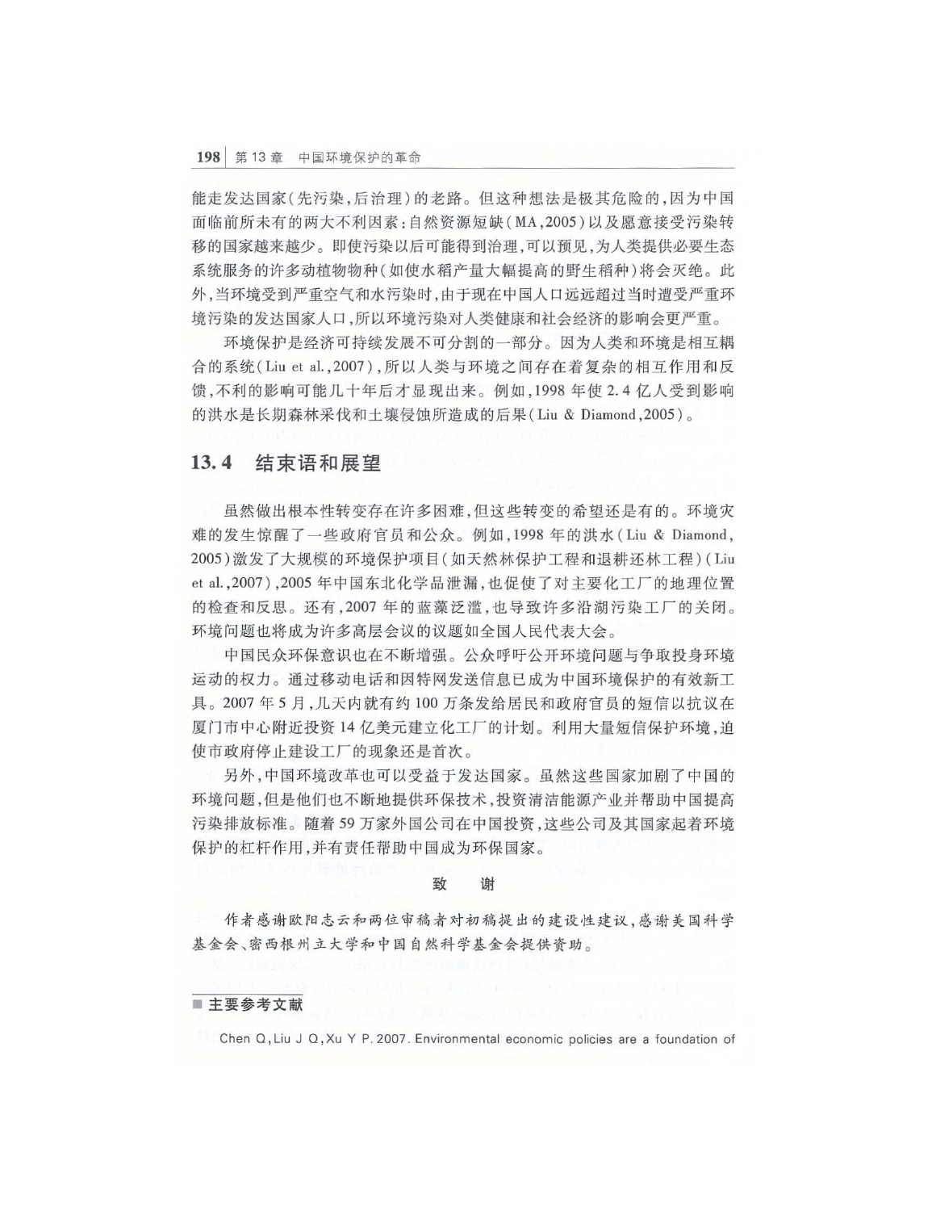能走发达国家(先污染,后治理)的老路。但这种想法是极其危险的,因为中国面临前所未有的两大不利因素:自然资源短缺(MA,2005)以及愿意接受污染转移的国家越来越少。即使污染以后可能得到治理,可以预见,为人类提供必要生态系统服务的许多动植物物种(如使水稻产量大幅提高的野生稻种)将会灭绝。此外,当环境受到严重空气和水污染时,由于现在中国人口远远超过当时遭受严重环境污染的发达国家人口,所以环境污染对人类健康和社会经济的影响会更严重。

环境保护是经济可持续发展不可分割的一部分。因为人类和环境是相互耦合的系统(Liu et al.,2007),所以人类与环境之间存在着复杂的相互作用和反馈,不利的影响可能几十年后才显现出来。例如,1998 年使 2.4 亿人受到影响的洪水是长期森林采伐和土壤侵蚀所造成的后果(Liu & Diamond,2005)。

## 13.4 结束语和展望

虽然做出根本性转变存在许多困难,但这些转变的希望还是有的。环境灾难的发生惊醒了一些政府官员和公众。例如,1998 年的洪水(Liu & Diamond,2005)激发了大规模的环境保护项目(如天然林保护工程和退耕还林工程)(Liu et al.,2007),2005 年中国东北化学品泄漏,也促使了对主要化工厂的地理位置的检查和反思。还有,2007 年的蓝藻泛滥,也导致许多沿湖污染工厂的关闭。环境问题也将成为许多高层会议的议题如全国人民代表大会。

中国民众环保意识也在不断增强。公众呼吁公开环境问题与争取投身环境运动的权力。通过移动电话和因特网发送信息已成为中国环境保护的有效新工具。2007 年 5 月,几天内就有约 100 万条发给居民和政府官员的短信以抗议在厦门市中心附近投资 14 亿美元建立化工厂的计划。利用大量短信保护环境,迫使市政府停止建设工厂的现象还是首次。

另外,中国环境改革也可以受益于发达国家。虽然这些国家加剧了中国的环境问题,但是他们也不断地提供环保技术,投资清洁能源产业并帮助中国提高污染排放标准。随着 59 万家外国公司在中国投资,这些公司及其国家起着环境保护的杠杆作用,并有责任帮助中国成为环保国家。

### 致　谢

*作者感谢欧阳志云和两位审稿者对初稿提出的建设性建议,感谢美国科学基金会、密西根州立大学和中国自然科学基金会提供资助。*

### 主要参考文献

Chen Q, Liu J Q, Xu Y P. 2007. Environmental economic policies are a foundation of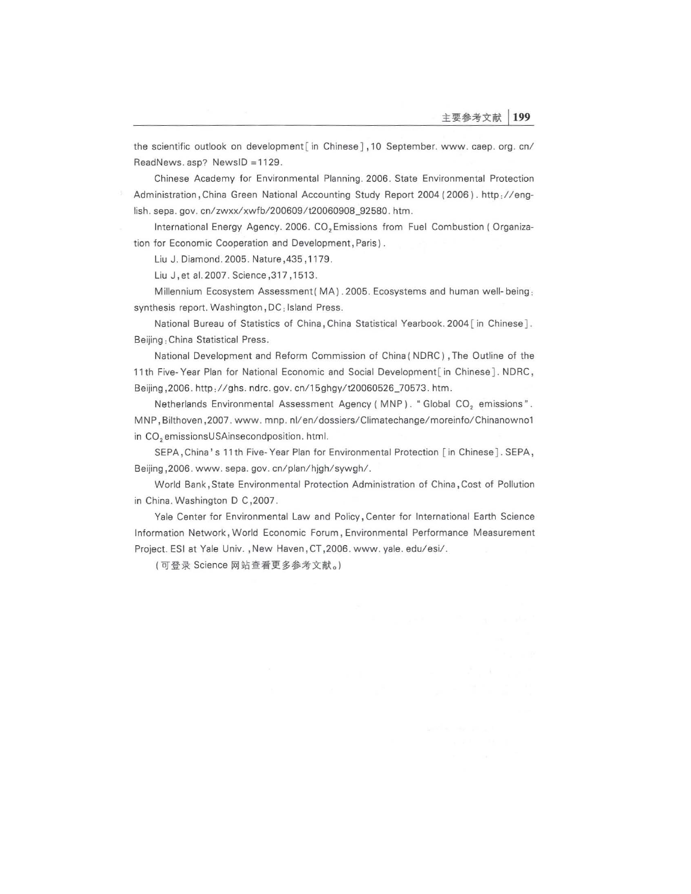the scientific outlook on development[ in Chinese ], 10 September. www. caep. org. cn/ ReadNews. asp? NewsID =1129.

Chinese Academy for Environmental Planning. 2006. State Environmental Protection Administration, China Green National Accounting Study Report 2004 (2006). http://english. sepa. gov. cn/zwxx/xwfb/200609/t20060908_92580. htm.

International Energy Agency. 2006. $CO_2$ Emissions from Fuel Combustion ( Organization for Economic Cooperation and Development, Paris).

Liu J, Diamond. 2005. Nature, 435, 1179.

Liu J, et al. 2007. Science, 317, 1513.

Millennium Ecosystem Assessment( MA). 2005. Ecosystems and human well-being: synthesis report. Washington, DC: Island Press.

National Bureau of Statistics of China, China Statistical Yearbook. 2004[ in Chinese]. Beijing: China Statistical Press.

National Development and Reform Commission of China( NDRC), The Outline of the 11th Five-Year Plan for National Economic and Social Development[ in Chinese]. NDRC, Beijing, 2006. http://ghs. ndrc. gov. cn/15ghgy/t20060526_70573. htm.

Netherlands Environmental Assessment Agency ( MNP). "Global $CO_2$ emissions". MNP, Bilthoven, 2007. www. mnp. nl/en/dossiers/Climatechange/moreinfo/Chinanowno1 in $CO_2$ emissionsUSAinsecondposition. html.

SEPA, China's 11th Five-Year Plan for Environmental Protection [ in Chinese]. SEPA, Beijing, 2006. www. sepa. gov. cn/plan/hjgh/sywgh/.

World Bank, State Environmental Protection Administration of China, Cost of Pollution in China. Washington D C, 2007.

Yale Center for Environmental Law and Policy, Center for International Earth Science Information Network, World Economic Forum, Environmental Performance Measurement Project. ESI at Yale Univ., New Haven, CT, 2006. www. yale. edu/esi/.

(可登录 Science 网站查看更多参考文献。)